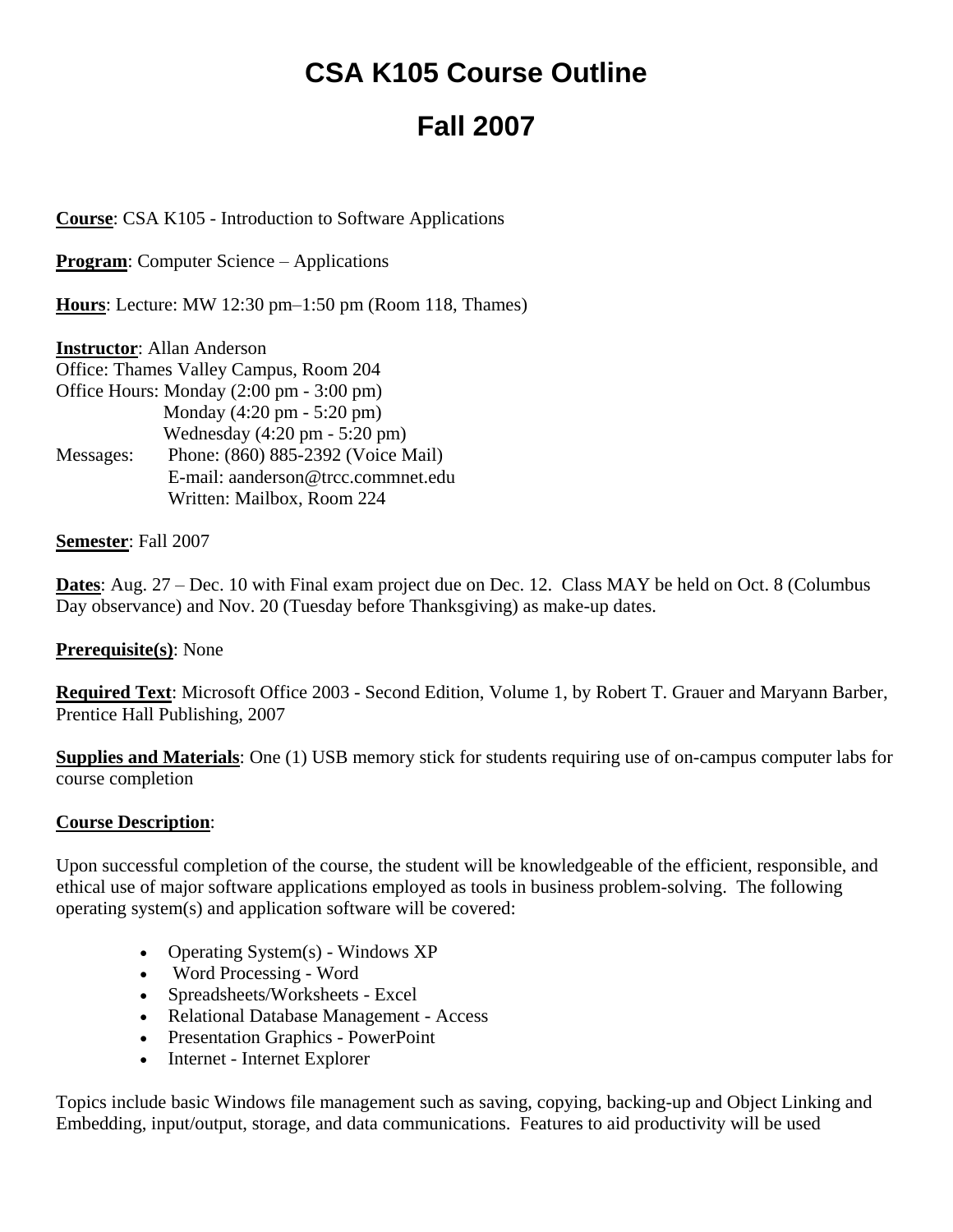# CSA K105 Course Outline

# Fall 2007

**Course**: CSA K105 - Introduction to Software Applications

**Program**: Computer Science – Applications

**Hours**: Lecture: MW 12:30 pm–1:50 pm (Room 118, Thames)

**Instructor**: Allan Anderson
Office: Thames Valley Campus, Room 204
Office Hours: Monday (2:00 pm - 3:00 pm)
Monday (4:20 pm - 5:20 pm)
Wednesday (4:20 pm - 5:20 pm)
Messages: Phone: (860) 885-2392 (Voice Mail)
E-mail: aanderson@trcc.commnet.edu
Written: Mailbox, Room 224

**Semester**: Fall 2007

**Dates**: Aug. 27 – Dec. 10 with Final exam project due on Dec. 12. Class MAY be held on Oct. 8 (Columbus Day observance) and Nov. 20 (Tuesday before Thanksgiving) as make-up dates.

**Prerequisite(s)**: None

**Required Text**: Microsoft Office 2003 - Second Edition, Volume 1, by Robert T. Grauer and Maryann Barber, Prentice Hall Publishing, 2007

**Supplies and Materials**: One (1) USB memory stick for students requiring use of on-campus computer labs for course completion

**Course Description**:

Upon successful completion of the course, the student will be knowledgeable of the efficient, responsible, and ethical use of major software applications employed as tools in business problem-solving. The following operating system(s) and application software will be covered:

- Operating System(s) - Windows XP
- Word Processing - Word
- Spreadsheets/Worksheets - Excel
- Relational Database Management - Access
- Presentation Graphics - PowerPoint
- Internet - Internet Explorer

Topics include basic Windows file management such as saving, copying, backing-up and Object Linking and Embedding, input/output, storage, and data communications. Features to aid productivity will be used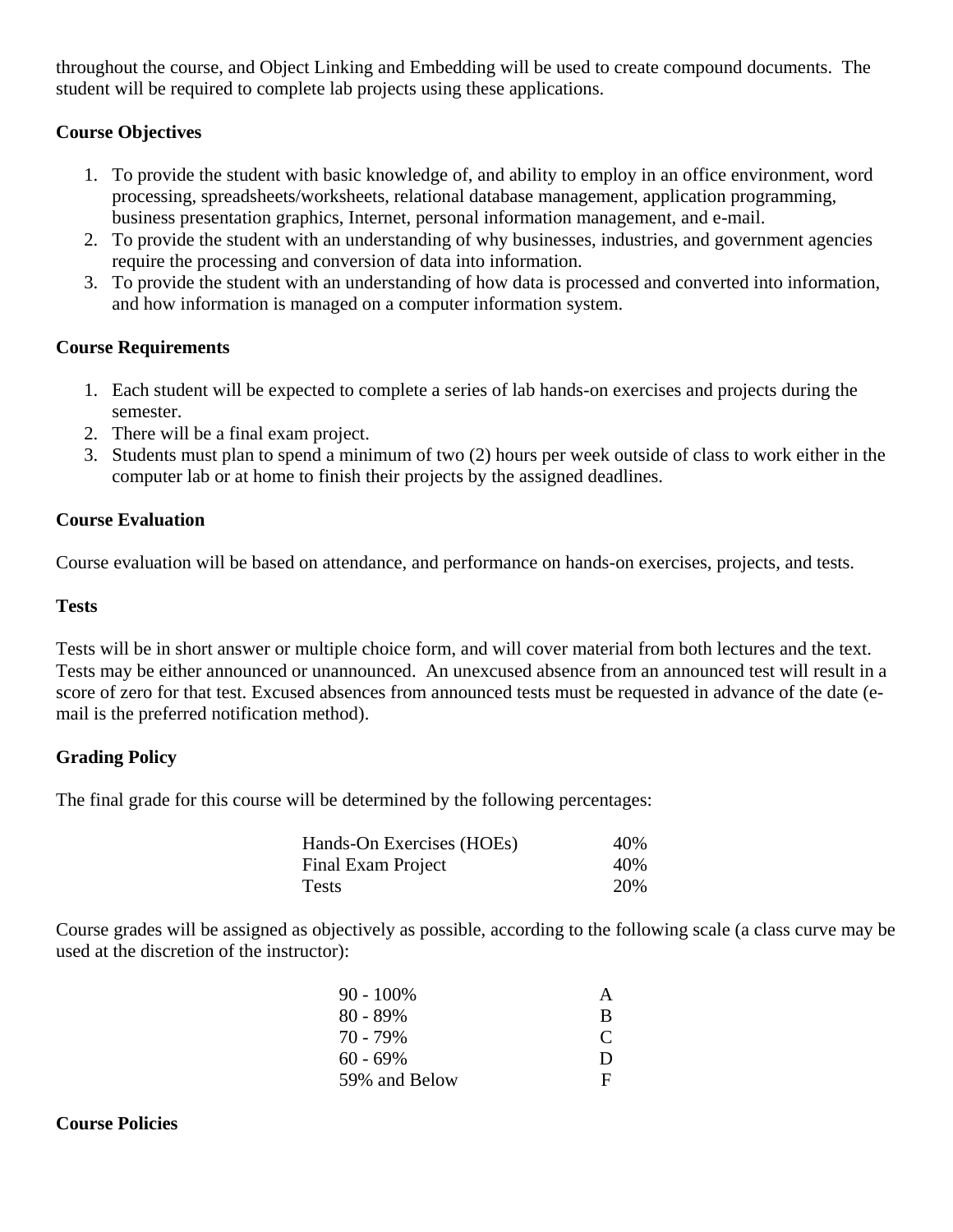throughout the course, and Object Linking and Embedding will be used to create compound documents. The student will be required to complete lab projects using these applications.

**Course Objectives**

1. To provide the student with basic knowledge of, and ability to employ in an office environment, word processing, spreadsheets/worksheets, relational database management, application programming, business presentation graphics, Internet, personal information management, and e-mail.
2. To provide the student with an understanding of why businesses, industries, and government agencies require the processing and conversion of data into information.
3. To provide the student with an understanding of how data is processed and converted into information, and how information is managed on a computer information system.

**Course Requirements**

1. Each student will be expected to complete a series of lab hands-on exercises and projects during the semester.
2. There will be a final exam project.
3. Students must plan to spend a minimum of two (2) hours per week outside of class to work either in the computer lab or at home to finish their projects by the assigned deadlines.

**Course Evaluation**

Course evaluation will be based on attendance, and performance on hands-on exercises, projects, and tests.

**Tests**

Tests will be in short answer or multiple choice form, and will cover material from both lectures and the text. Tests may be either announced or unannounced. An unexcused absence from an announced test will result in a score of zero for that test. Excused absences from announced tests must be requested in advance of the date (e-mail is the preferred notification method).

**Grading Policy**

The final grade for this course will be determined by the following percentages:

| Component | Percentage |
|---|---|
| Hands-On Exercises (HOEs) | 40% |
| Final Exam Project | 40% |
| Tests | 20% |

Course grades will be assigned as objectively as possible, according to the following scale (a class curve may be used at the discretion of the instructor):

| Range | Grade |
|---|---|
| 90 - 100% | A |
| 80 - 89% | B |
| 70 - 79% | C |
| 60 - 69% | D |
| 59% and Below | F |

**Course Policies**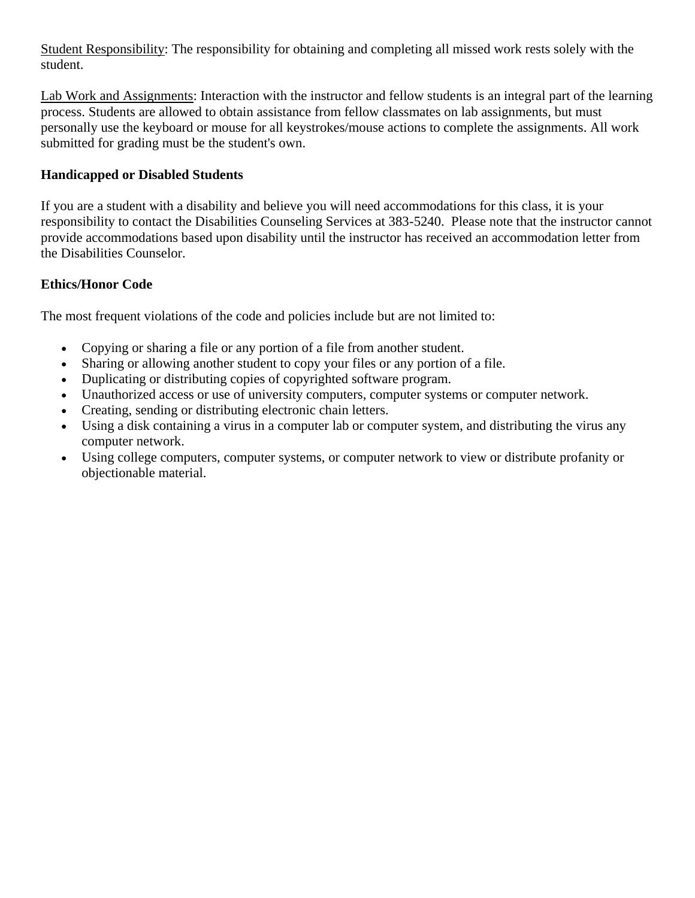Student Responsibility: The responsibility for obtaining and completing all missed work rests solely with the student.

Lab Work and Assignments: Interaction with the instructor and fellow students is an integral part of the learning process. Students are allowed to obtain assistance from fellow classmates on lab assignments, but must personally use the keyboard or mouse for all keystrokes/mouse actions to complete the assignments. All work submitted for grading must be the student's own.

**Handicapped or Disabled Students**

If you are a student with a disability and believe you will need accommodations for this class, it is your responsibility to contact the Disabilities Counseling Services at 383-5240. Please note that the instructor cannot provide accommodations based upon disability until the instructor has received an accommodation letter from the Disabilities Counselor.

**Ethics/Honor Code**

The most frequent violations of the code and policies include but are not limited to:

- Copying or sharing a file or any portion of a file from another student.
- Sharing or allowing another student to copy your files or any portion of a file.
- Duplicating or distributing copies of copyrighted software program.
- Unauthorized access or use of university computers, computer systems or computer network.
- Creating, sending or distributing electronic chain letters.
- Using a disk containing a virus in a computer lab or computer system, and distributing the virus any computer network.
- Using college computers, computer systems, or computer network to view or distribute profanity or objectionable material.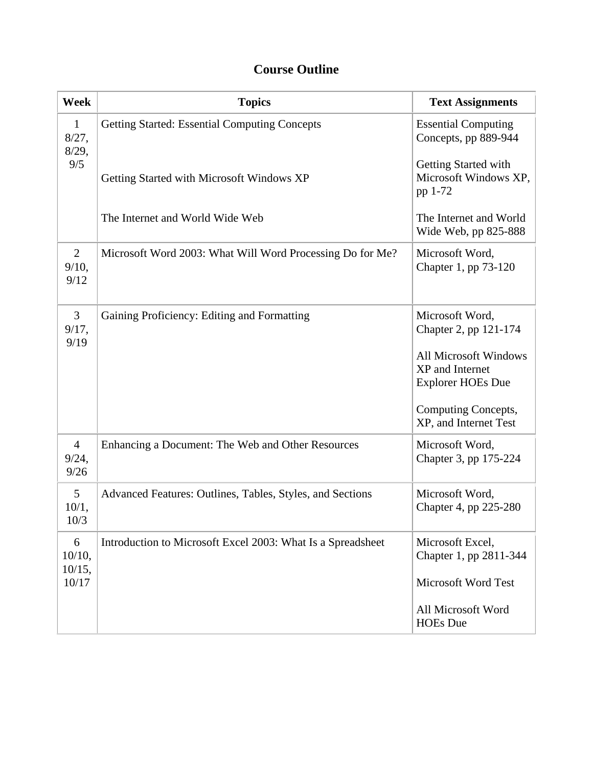# Course Outline

| Week | Topics | Text Assignments |
| --- | --- | --- |
| 1<br>8/27, 8/29, 9/5 | Getting Started: Essential Computing Concepts<br><br>Getting Started with Microsoft Windows XP<br><br>The Internet and World Wide Web | Essential Computing Concepts, pp 889-944<br><br>Getting Started with Microsoft Windows XP, pp 1-72<br><br>The Internet and World Wide Web, pp 825-888 |
| 2<br>9/10, 9/12 | Microsoft Word 2003: What Will Word Processing Do for Me? | Microsoft Word, Chapter 1, pp 73-120 |
| 3<br>9/17, 9/19 | Gaining Proficiency: Editing and Formatting | Microsoft Word, Chapter 2, pp 121-174<br><br>All Microsoft Windows XP and Internet Explorer HOEs Due<br><br>Computing Concepts, XP, and Internet Test |
| 4<br>9/24, 9/26 | Enhancing a Document: The Web and Other Resources | Microsoft Word, Chapter 3, pp 175-224 |
| 5<br>10/1, 10/3 | Advanced Features: Outlines, Tables, Styles, and Sections | Microsoft Word, Chapter 4, pp 225-280 |
| 6<br>10/10, 10/15, 10/17 | Introduction to Microsoft Excel 2003: What Is a Spreadsheet | Microsoft Excel, Chapter 1, pp 2811-344<br><br>Microsoft Word Test<br><br>All Microsoft Word HOEs Due |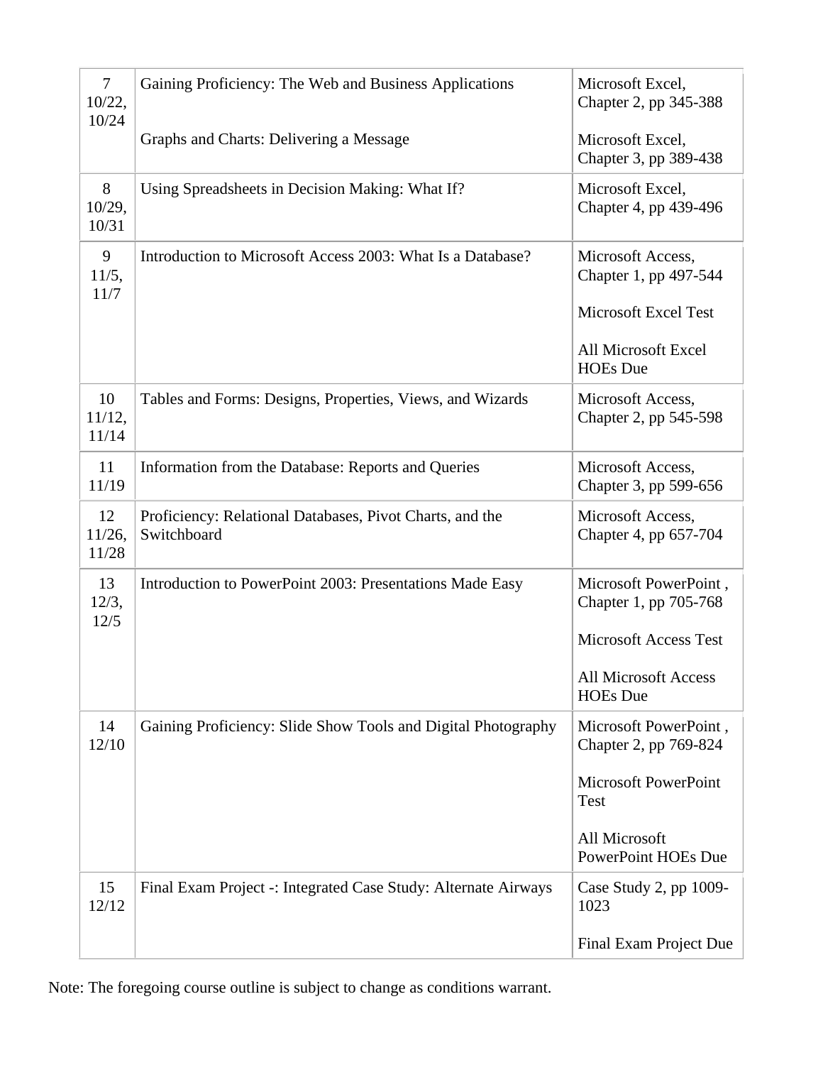| | | |
|---|---|---|
| 7<br>10/22,<br>10/24 | Gaining Proficiency: The Web and Business Applications<br><br>Graphs and Charts: Delivering a Message | Microsoft Excel, Chapter 2, pp 345-388<br><br>Microsoft Excel, Chapter 3, pp 389-438 |
| 8<br>10/29,<br>10/31 | Using Spreadsheets in Decision Making: What If? | Microsoft Excel, Chapter 4, pp 439-496 |
| 9<br>11/5,<br>11/7 | Introduction to Microsoft Access 2003: What Is a Database? | Microsoft Access, Chapter 1, pp 497-544<br><br>Microsoft Excel Test<br><br>All Microsoft Excel HOEs Due |
| 10<br>11/12,<br>11/14 | Tables and Forms: Designs, Properties, Views, and Wizards | Microsoft Access, Chapter 2, pp 545-598 |
| 11<br>11/19 | Information from the Database: Reports and Queries | Microsoft Access, Chapter 3, pp 599-656 |
| 12<br>11/26,<br>11/28 | Proficiency: Relational Databases, Pivot Charts, and the Switchboard | Microsoft Access, Chapter 4, pp 657-704 |
| 13<br>12/3,<br>12/5 | Introduction to PowerPoint 2003: Presentations Made Easy | Microsoft PowerPoint , Chapter 1, pp 705-768<br><br>Microsoft Access Test<br><br>All Microsoft Access HOEs Due |
| 14<br>12/10 | Gaining Proficiency: Slide Show Tools and Digital Photography | Microsoft PowerPoint , Chapter 2, pp 769-824<br><br>Microsoft PowerPoint Test<br><br>All Microsoft PowerPoint HOEs Due |
| 15<br>12/12 | Final Exam Project -: Integrated Case Study: Alternate Airways | Case Study 2, pp 1009-1023<br><br>Final Exam Project Due |

Note: The foregoing course outline is subject to change as conditions warrant.